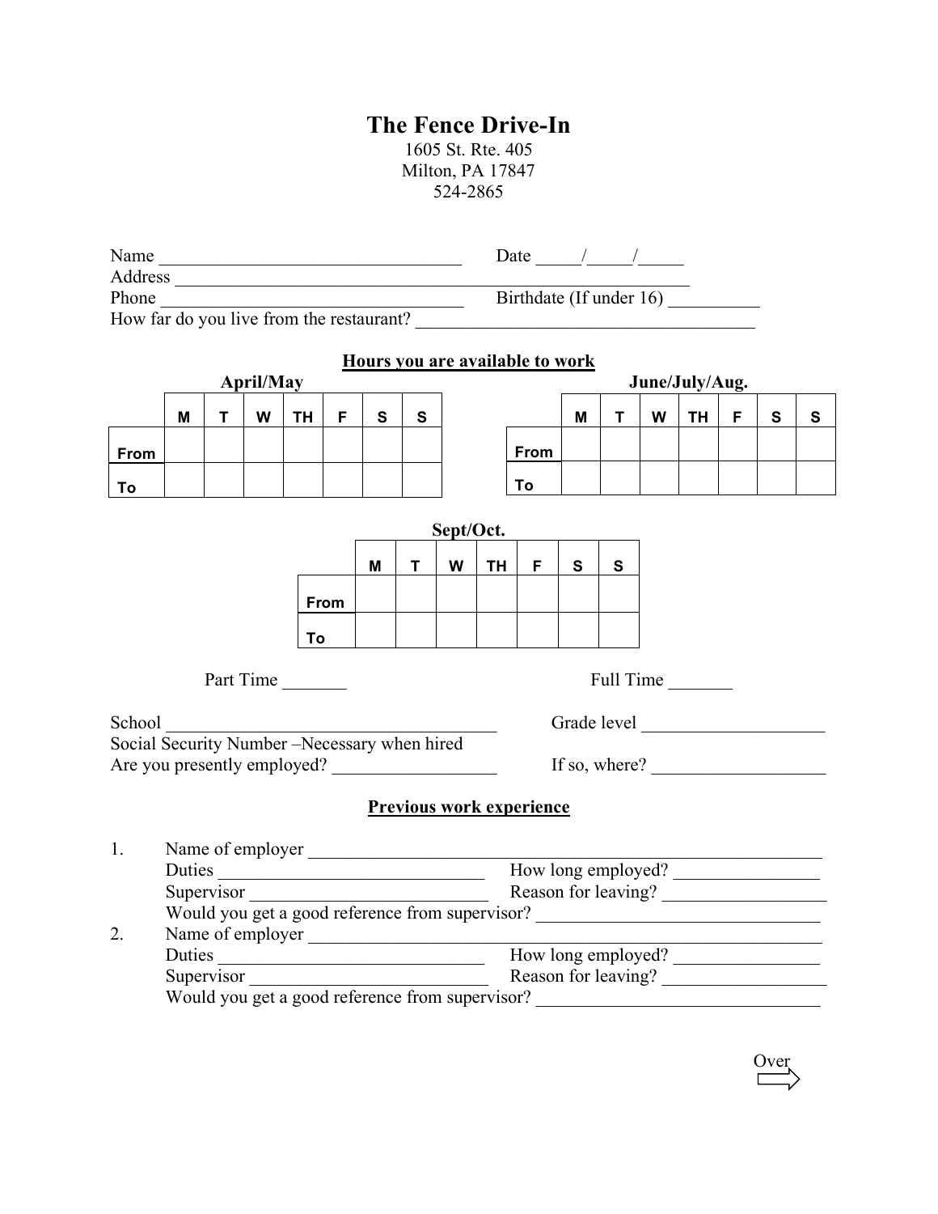# The Fence Drive-In

1605 St. Rte. 405
Milton, PA 17847
524-2865

Name ________________________________ Date _____/_____/_____
Address ______________________________________________________
Phone ________________________________ Birthdate (If under 16) __________
How far do you live from the restaurant? ____________________________________

## Hours you are available to work

**April/May**

| | M | T | W | TH | F | S | S |
|---|---|---|---|---|---|---|---|
| From | | | | | | | |
| To | | | | | | | |

**June/July/Aug.**

| | M | T | W | TH | F | S | S |
|---|---|---|---|---|---|---|---|
| From | | | | | | | |
| To | | | | | | | |

**Sept/Oct.**

| | M | T | W | TH | F | S | S |
|---|---|---|---|---|---|---|---|
| From | | | | | | | |
| To | | | | | | | |

Part Time _______ Full Time _______

School ____________________________________ Grade level ____________________
Social Security Number –Necessary when hired
Are you presently employed? __________________ If so, where? ___________________

## Previous work experience

1. Name of employer ________________________________________________________
   Duties ______________________________ How long employed? ________________
   Supervisor ___________________________ Reason for leaving? _________________
   Would you get a good reference from supervisor? _______________________________
2. Name of employer ________________________________________________________
   Duties ______________________________ How long employed? ________________
   Supervisor ___________________________ Reason for leaving? _________________
   Would you get a good reference from supervisor? _______________________________

Over ⇨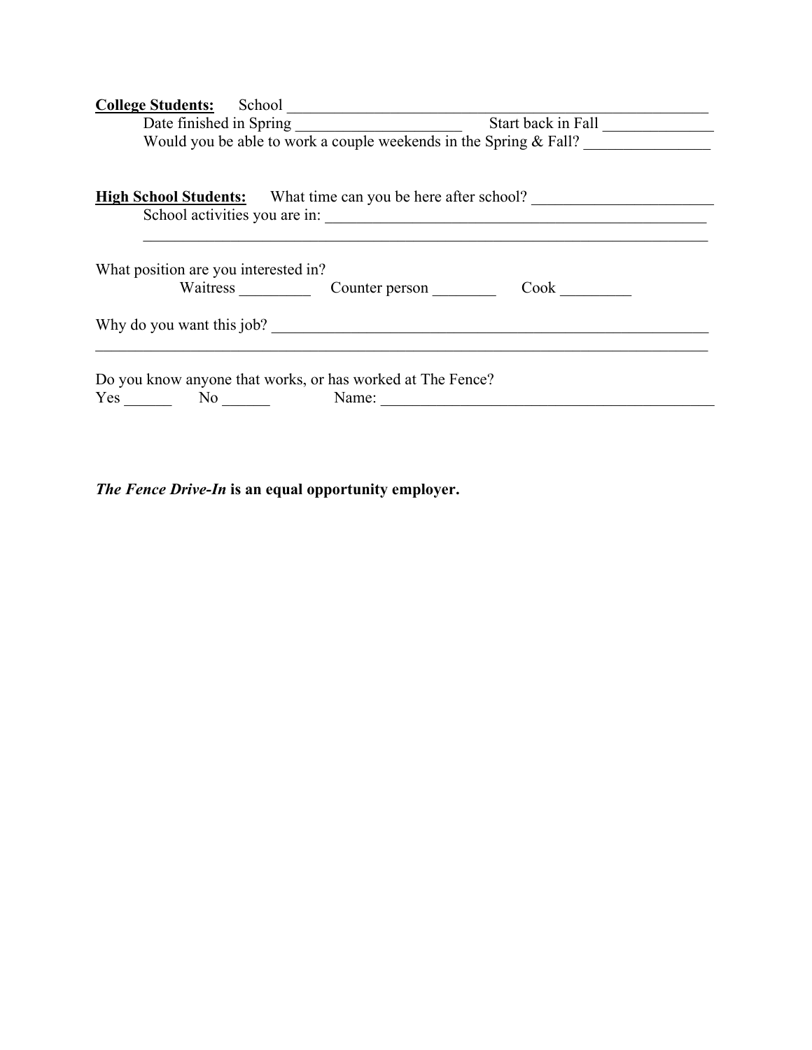**College Students:** School ______________________________________________________

Date finished in Spring _____________________ Start back in Fall ______________

Would you be able to work a couple weekends in the Spring & Fall? ________________

**High School Students:** What time can you be here after school? _______________________

School activities you are in: ___________________________________________________

______________________________________________________________________________

What position are you interested in?

Waitress _________ Counter person ________ Cook _________

Why do you want this job? ____________________________________________________

______________________________________________________________________________

Do you know anyone that works, or has worked at The Fence?

Yes ______ No ______ Name: ___________________________________________

***The Fence Drive-In* is an equal opportunity employer.**